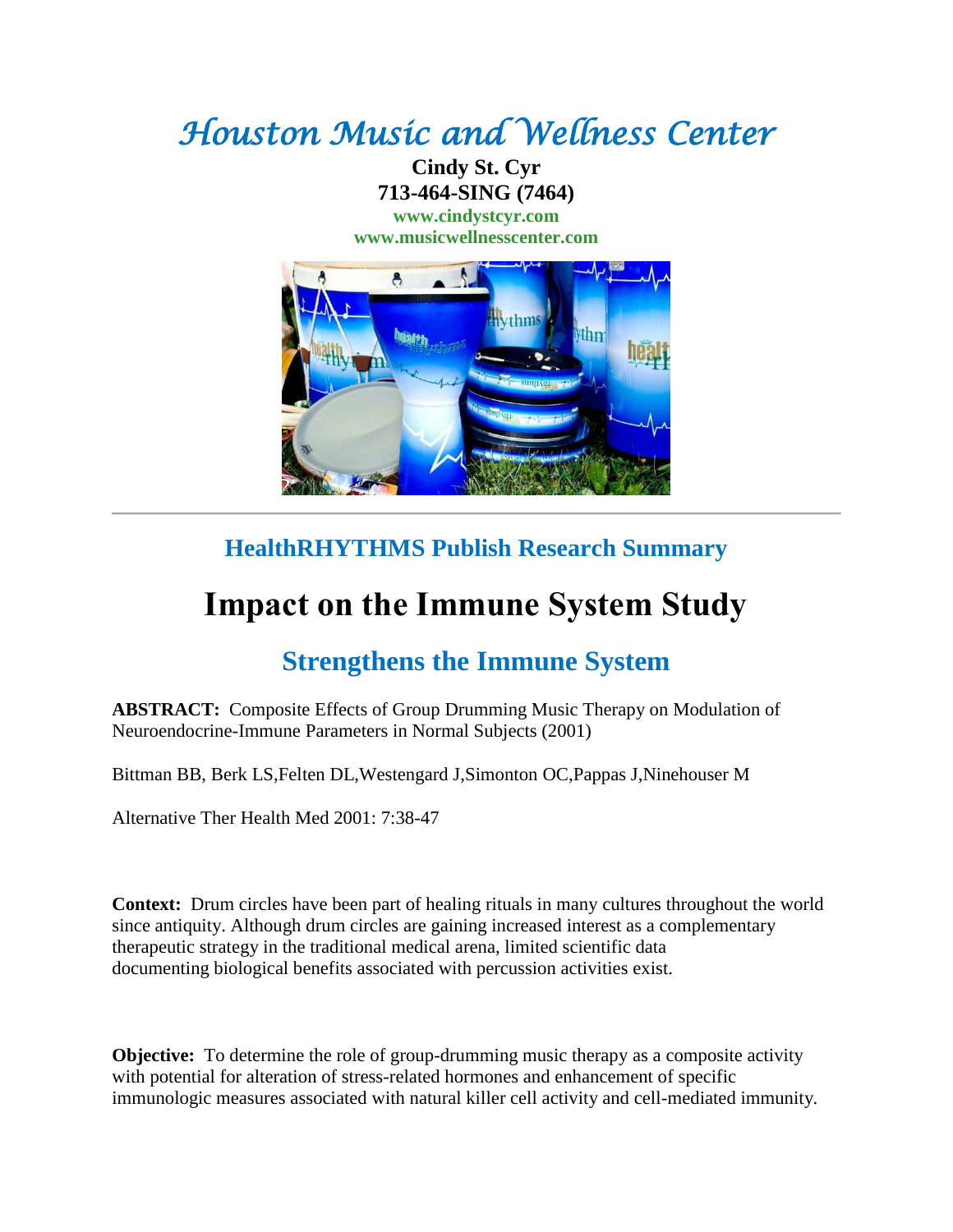# *Houston Music and Wellness Center*

**Cindy St. Cyr**
**713-464-SING (7464)**
**www.cindystcyr.com**
**www.musicwellnesscenter.com**

---

## HealthRHYTHMS Publish Research Summary

# Impact on the Immune System Study

## Strengthens the Immune System

**ABSTRACT:** Composite Effects of Group Drumming Music Therapy on Modulation of Neuroendocrine-Immune Parameters in Normal Subjects (2001)

Bittman BB, Berk LS,Felten DL,Westengard J,Simonton OC,Pappas J,Ninehouser M

Alternative Ther Health Med 2001: 7:38-47

**Context:** Drum circles have been part of healing rituals in many cultures throughout the world since antiquity. Although drum circles are gaining increased interest as a complementary therapeutic strategy in the traditional medical arena, limited scientific data documenting biological benefits associated with percussion activities exist.

**Objective:** To determine the role of group-drumming music therapy as a composite activity with potential for alteration of stress-related hormones and enhancement of specific immunologic measures associated with natural killer cell activity and cell-mediated immunity.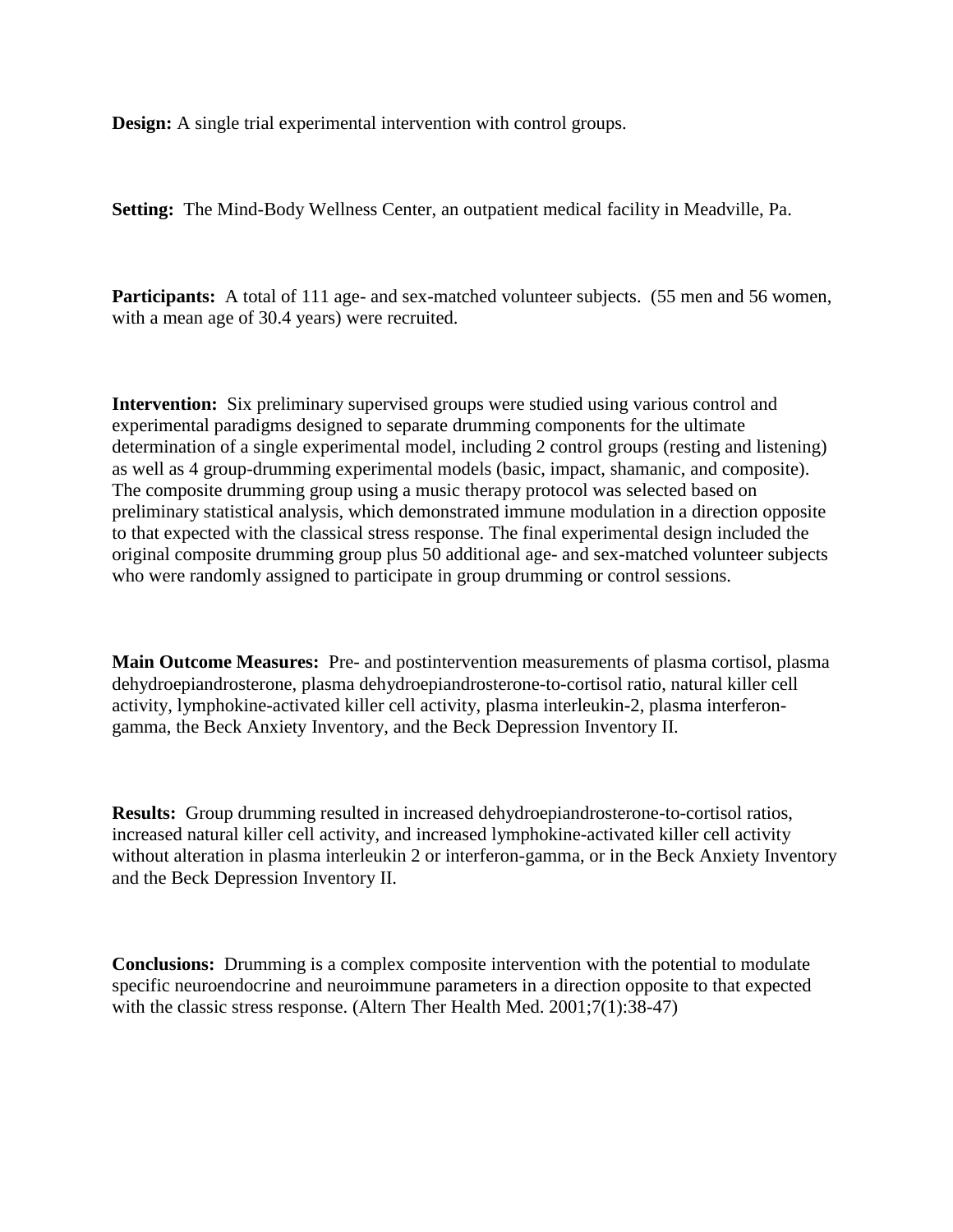**Design:** A single trial experimental intervention with control groups.

**Setting:** The Mind-Body Wellness Center, an outpatient medical facility in Meadville, Pa.

**Participants:** A total of 111 age- and sex-matched volunteer subjects. (55 men and 56 women, with a mean age of 30.4 years) were recruited.

**Intervention:** Six preliminary supervised groups were studied using various control and experimental paradigms designed to separate drumming components for the ultimate determination of a single experimental model, including 2 control groups (resting and listening) as well as 4 group-drumming experimental models (basic, impact, shamanic, and composite). The composite drumming group using a music therapy protocol was selected based on preliminary statistical analysis, which demonstrated immune modulation in a direction opposite to that expected with the classical stress response. The final experimental design included the original composite drumming group plus 50 additional age- and sex-matched volunteer subjects who were randomly assigned to participate in group drumming or control sessions.

**Main Outcome Measures:** Pre- and postintervention measurements of plasma cortisol, plasma dehydroepiandrosterone, plasma dehydroepiandrosterone-to-cortisol ratio, natural killer cell activity, lymphokine-activated killer cell activity, plasma interleukin-2, plasma interferon-gamma, the Beck Anxiety Inventory, and the Beck Depression Inventory II.

**Results:** Group drumming resulted in increased dehydroepiandrosterone-to-cortisol ratios, increased natural killer cell activity, and increased lymphokine-activated killer cell activity without alteration in plasma interleukin 2 or interferon-gamma, or in the Beck Anxiety Inventory and the Beck Depression Inventory II.

**Conclusions:** Drumming is a complex composite intervention with the potential to modulate specific neuroendocrine and neuroimmune parameters in a direction opposite to that expected with the classic stress response. (Altern Ther Health Med. 2001;7(1):38-47)